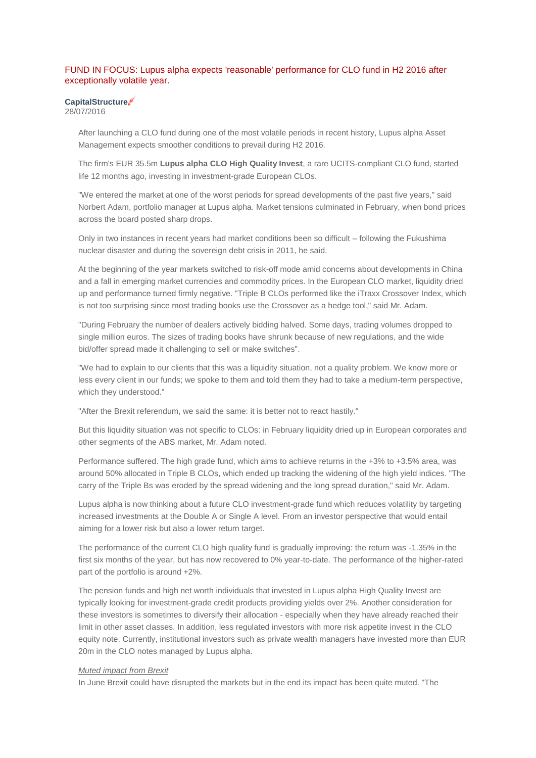# FUND IN FOCUS: Lupus alpha expects 'reasonable' performance for CLO fund in H2 2016 after exceptionally volatile year.

**CapitalStructure**
28/07/2016

After launching a CLO fund during one of the most volatile periods in recent history, Lupus alpha Asset Management expects smoother conditions to prevail during H2 2016.

The firm's EUR 35.5m **Lupus alpha CLO High Quality Invest**, a rare UCITS-compliant CLO fund, started life 12 months ago, investing in investment-grade European CLOs.

"We entered the market at one of the worst periods for spread developments of the past five years," said Norbert Adam, portfolio manager at Lupus alpha. Market tensions culminated in February, when bond prices across the board posted sharp drops.

Only in two instances in recent years had market conditions been so difficult – following the Fukushima nuclear disaster and during the sovereign debt crisis in 2011, he said.

At the beginning of the year markets switched to risk-off mode amid concerns about developments in China and a fall in emerging market currencies and commodity prices. In the European CLO market, liquidity dried up and performance turned firmly negative. "Triple B CLOs performed like the iTraxx Crossover Index, which is not too surprising since most trading books use the Crossover as a hedge tool," said Mr. Adam.

"During February the number of dealers actively bidding halved. Some days, trading volumes dropped to single million euros. The sizes of trading books have shrunk because of new regulations, and the wide bid/offer spread made it challenging to sell or make switches".

"We had to explain to our clients that this was a liquidity situation, not a quality problem. We know more or less every client in our funds; we spoke to them and told them they had to take a medium-term perspective, which they understood."

"After the Brexit referendum, we said the same: it is better not to react hastily."

But this liquidity situation was not specific to CLOs: in February liquidity dried up in European corporates and other segments of the ABS market, Mr. Adam noted.

Performance suffered. The high grade fund, which aims to achieve returns in the +3% to +3.5% area, was around 50% allocated in Triple B CLOs, which ended up tracking the widening of the high yield indices. "The carry of the Triple Bs was eroded by the spread widening and the long spread duration," said Mr. Adam.

Lupus alpha is now thinking about a future CLO investment-grade fund which reduces volatility by targeting increased investments at the Double A or Single A level. From an investor perspective that would entail aiming for a lower risk but also a lower return target.

The performance of the current CLO high quality fund is gradually improving: the return was -1.35% in the first six months of the year, but has now recovered to 0% year-to-date. The performance of the higher-rated part of the portfolio is around +2%.

The pension funds and high net worth individuals that invested in Lupus alpha High Quality Invest are typically looking for investment-grade credit products providing yields over 2%. Another consideration for these investors is sometimes to diversify their allocation - especially when they have already reached their limit in other asset classes. In addition, less regulated investors with more risk appetite invest in the CLO equity note. Currently, institutional investors such as private wealth managers have invested more than EUR 20m in the CLO notes managed by Lupus alpha.

*Muted impact from Brexit*

In June Brexit could have disrupted the markets but in the end its impact has been quite muted. "The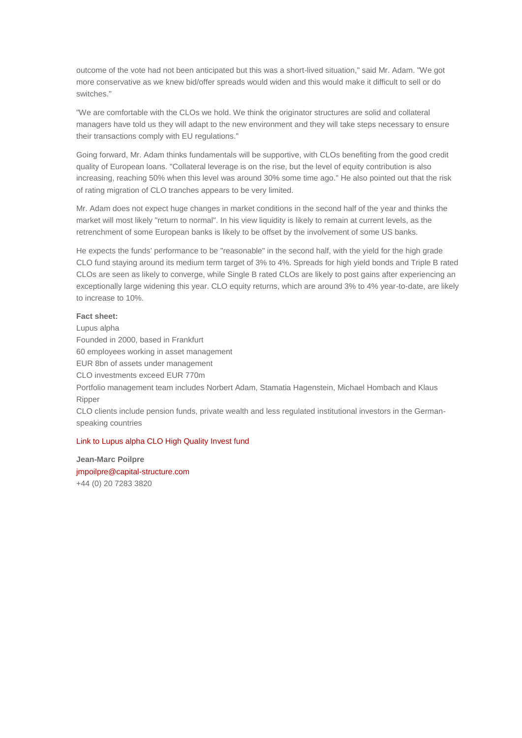outcome of the vote had not been anticipated but this was a short-lived situation," said Mr. Adam. "We got more conservative as we knew bid/offer spreads would widen and this would make it difficult to sell or do switches."

"We are comfortable with the CLOs we hold. We think the originator structures are solid and collateral managers have told us they will adapt to the new environment and they will take steps necessary to ensure their transactions comply with EU regulations."

Going forward, Mr. Adam thinks fundamentals will be supportive, with CLOs benefiting from the good credit quality of European loans. "Collateral leverage is on the rise, but the level of equity contribution is also increasing, reaching 50% when this level was around 30% some time ago." He also pointed out that the risk of rating migration of CLO tranches appears to be very limited.

Mr. Adam does not expect huge changes in market conditions in the second half of the year and thinks the market will most likely "return to normal". In his view liquidity is likely to remain at current levels, as the retrenchment of some European banks is likely to be offset by the involvement of some US banks.

He expects the funds' performance to be "reasonable" in the second half, with the yield for the high grade CLO fund staying around its medium term target of 3% to 4%. Spreads for high yield bonds and Triple B rated CLOs are seen as likely to converge, while Single B rated CLOs are likely to post gains after experiencing an exceptionally large widening this year. CLO equity returns, which are around 3% to 4% year-to-date, are likely to increase to 10%.

**Fact sheet:**

Lupus alpha
Founded in 2000, based in Frankfurt
60 employees working in asset management
EUR 8bn of assets under management
CLO investments exceed EUR 770m
Portfolio management team includes Norbert Adam, Stamatia Hagenstein, Michael Hombach and Klaus Ripper
CLO clients include pension funds, private wealth and less regulated institutional investors in the German-speaking countries

Link to Lupus alpha CLO High Quality Invest fund

**Jean-Marc Poilpre**
jmpoilpre@capital-structure.com
+44 (0) 20 7283 3820